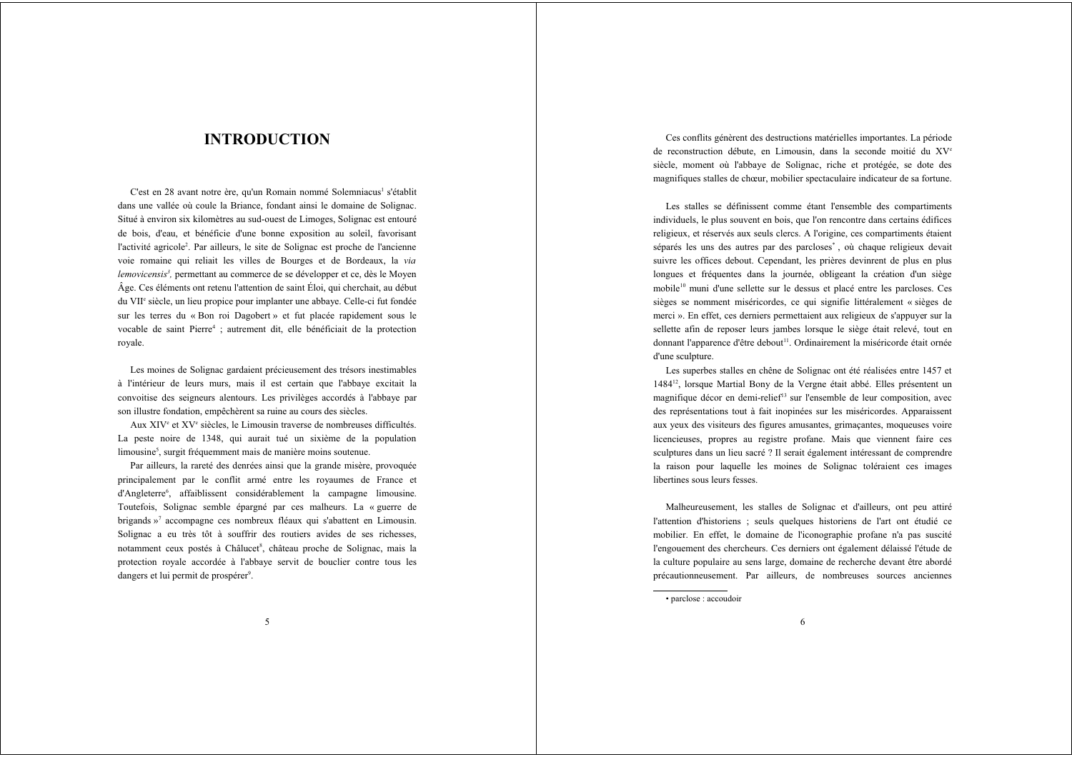# INTRODUCTION

C'est en 28 avant notre ère, qu'un Romain nommé Solemniacus[1] s'établit dans une vallée où coule la Briance, fondant ainsi le domaine de Solignac. Situé à environ six kilomètres au sud-ouest de Limoges, Solignac est entouré de bois, d'eau, et bénéficie d'une bonne exposition au soleil, favorisant l'activité agricole[2]. Par ailleurs, le site de Solignac est proche de l'ancienne voie romaine qui reliait les villes de Bourges et de Bordeaux, la *via lemovicensis*[3], permettant au commerce de se développer et ce, dès le Moyen Âge. Ces éléments ont retenu l'attention de saint Éloi, qui cherchait, au début du VII[e] siècle, un lieu propice pour implanter une abbaye. Celle-ci fut fondée sur les terres du « Bon roi Dagobert » et fut placée rapidement sous le vocable de saint Pierre[4] ; autrement dit, elle bénéficiait de la protection royale.

Les moines de Solignac gardaient précieusement des trésors inestimables à l'intérieur de leurs murs, mais il est certain que l'abbaye excitait la convoitise des seigneurs alentours. Les privilèges accordés à l'abbaye par son illustre fondation, empêchèrent sa ruine au cours des siècles.

Aux XIV[e] et XV[e] siècles, le Limousin traverse de nombreuses difficultés. La peste noire de 1348, qui aurait tué un sixième de la population limousine[5], surgit fréquemment mais de manière moins soutenue.

Par ailleurs, la rareté des denrées ainsi que la grande misère, provoquée principalement par le conflit armé entre les royaumes de France et d'Angleterre[6], affaiblissent considérablement la campagne limousine. Toutefois, Solignac semble épargné par ces malheurs. La « guerre de brigands »[7] accompagne ces nombreux fléaux qui s'abattent en Limousin. Solignac a eu très tôt à souffrir des routiers avides de ses richesses, notamment ceux postés à Châlucet[8], château proche de Solignac, mais la protection royale accordée à l'abbaye servit de bouclier contre tous les dangers et lui permit de prospérer[9].

Ces conflits génèrent des destructions matérielles importantes. La période de reconstruction débute, en Limousin, dans la seconde moitié du XV[e] siècle, moment où l'abbaye de Solignac, riche et protégée, se dote des magnifiques stalles de chœur, mobilier spectaculaire indicateur de sa fortune.

Les stalles se définissent comme étant l'ensemble des compartiments individuels, le plus souvent en bois, que l'on rencontre dans certains édifices religieux, et réservés aux seuls clercs. A l'origine, ces compartiments étaient séparés les uns des autres par des parcloses[*] , où chaque religieux devait suivre les offices debout. Cependant, les prières devinrent de plus en plus longues et fréquentes dans la journée, obligeant la création d'un siège mobile[10] muni d'une sellette sur le dessus et placé entre les parcloses. Ces sièges se nomment miséricordes, ce qui signifie littéralement « sièges de merci ». En effet, ces derniers permettaient aux religieux de s'appuyer sur la sellette afin de reposer leurs jambes lorsque le siège était relevé, tout en donnant l'apparence d'être debout[11]. Ordinairement la miséricorde était ornée d'une sculpture.

Les superbes stalles en chêne de Solignac ont été réalisées entre 1457 et 1484[12], lorsque Martial Bony de la Vergne était abbé. Elles présentent un magnifique décor en demi-relief[*13] sur l'ensemble de leur composition, avec des représentations tout à fait inopinées sur les miséricordes. Apparaissent aux yeux des visiteurs des figures amusantes, grimaçantes, moqueuses voire licencieuses, propres au registre profane. Mais que viennent faire ces sculptures dans un lieu sacré ? Il serait également intéressant de comprendre la raison pour laquelle les moines de Solignac toléraient ces images libertines sous leurs fesses.

Malheureusement, les stalles de Solignac et d'ailleurs, ont peu attiré l'attention d'historiens ; seuls quelques historiens de l'art ont étudié ce mobilier. En effet, le domaine de l'iconographie profane n'a pas suscité l'engouement des chercheurs. Ces derniers ont également délaissé l'étude de la culture populaire au sens large, domaine de recherche devant être abordé précautionneusement. Par ailleurs, de nombreuses sources anciennes

• parclose : accoudoir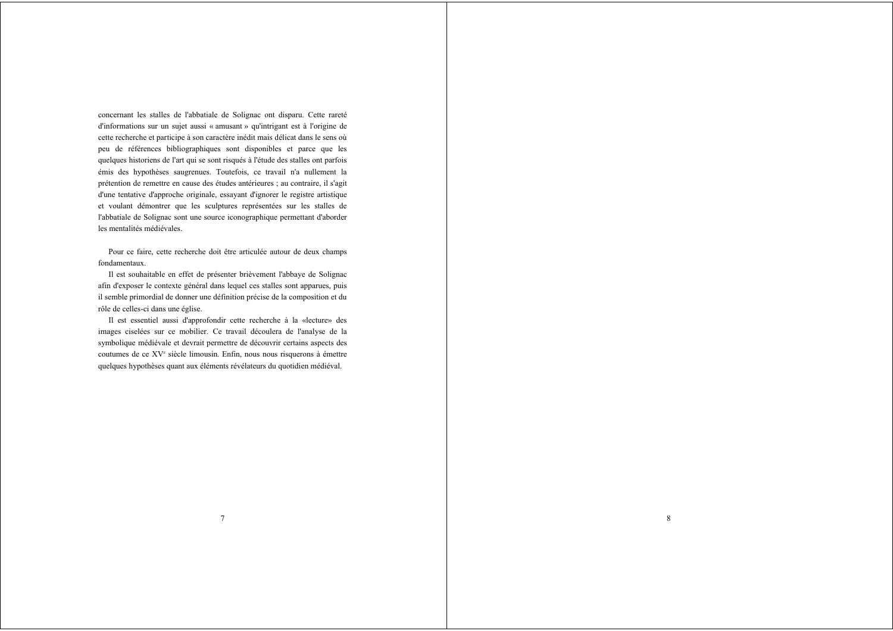concernant les stalles de l'abbatiale de Solignac ont disparu. Cette rareté d'informations sur un sujet aussi « amusant » qu'intrigant est à l'origine de cette recherche et participe à son caractère inédit mais délicat dans le sens où peu de références bibliographiques sont disponibles et parce que les quelques historiens de l'art qui se sont risqués à l'étude des stalles ont parfois émis des hypothèses saugrenues. Toutefois, ce travail n'a nullement la prétention de remettre en cause des études antérieures ; au contraire, il s'agit d'une tentative d'approche originale, essayant d'ignorer le registre artistique et voulant démontrer que les sculptures représentées sur les stalles de l'abbatiale de Solignac sont une source iconographique permettant d'aborder les mentalités médiévales.

Pour ce faire, cette recherche doit être articulée autour de deux champs fondamentaux.

Il est souhaitable en effet de présenter brièvement l'abbaye de Solignac afin d'exposer le contexte général dans lequel ces stalles sont apparues, puis il semble primordial de donner une définition précise de la composition et du rôle de celles-ci dans une église.

Il est essentiel aussi d'approfondir cette recherche à la «lecture» des images ciselées sur ce mobilier. Ce travail découlera de l'analyse de la symbolique médiévale et devrait permettre de découvrir certains aspects des coutumes de ce XV$^{e}$ siècle limousin. Enfin, nous nous risquerons à émettre quelques hypothèses quant aux éléments révélateurs du quotidien médiéval.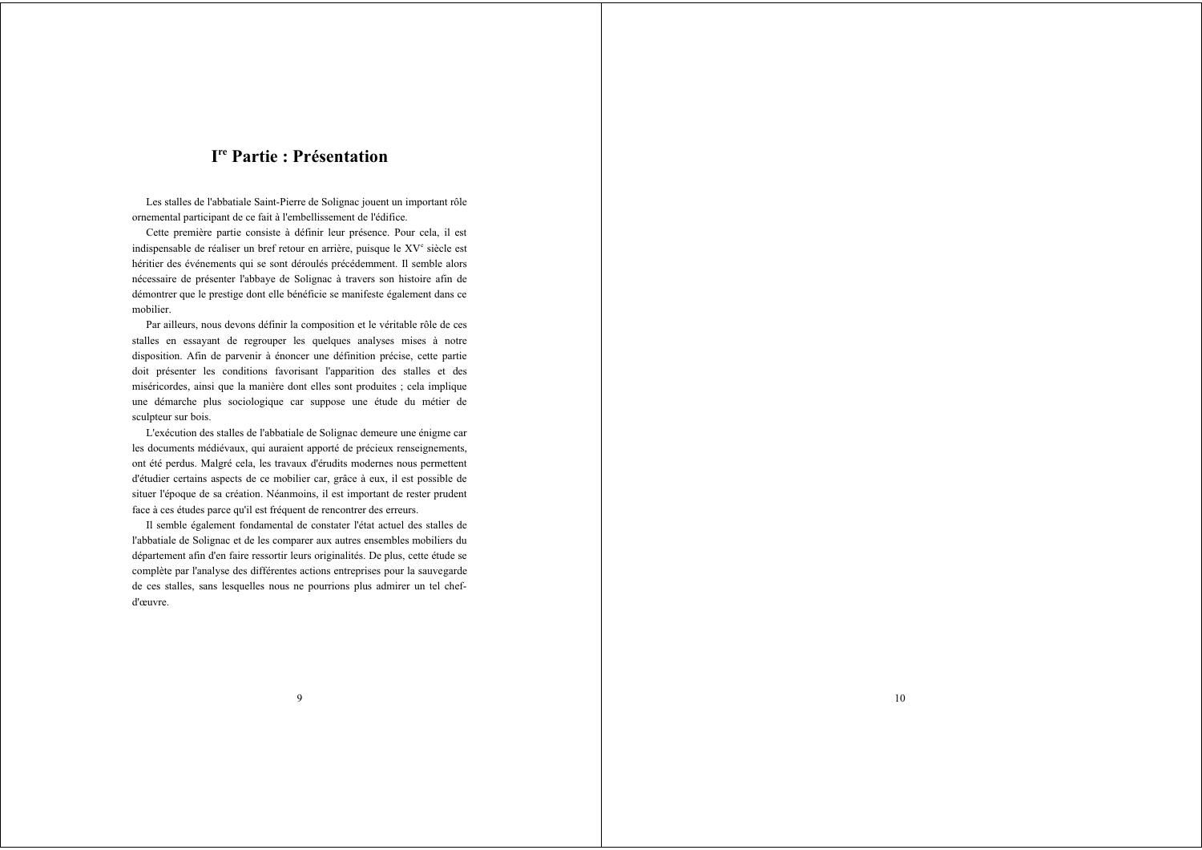# I^re Partie : Présentation

Les stalles de l'abbatiale Saint-Pierre de Solignac jouent un important rôle ornemental participant de ce fait à l'embellissement de l'édifice.

Cette première partie consiste à définir leur présence. Pour cela, il est indispensable de réaliser un bref retour en arrière, puisque le XV^e siècle est héritier des événements qui se sont déroulés précédemment. Il semble alors nécessaire de présenter l'abbaye de Solignac à travers son histoire afin de démontrer que le prestige dont elle bénéficie se manifeste également dans ce mobilier.

Par ailleurs, nous devons définir la composition et le véritable rôle de ces stalles en essayant de regrouper les quelques analyses mises à notre disposition. Afin de parvenir à énoncer une définition précise, cette partie doit présenter les conditions favorisant l'apparition des stalles et des miséricordes, ainsi que la manière dont elles sont produites ; cela implique une démarche plus sociologique car suppose une étude du métier de sculpteur sur bois.

L'exécution des stalles de l'abbatiale de Solignac demeure une énigme car les documents médiévaux, qui auraient apporté de précieux renseignements, ont été perdus. Malgré cela, les travaux d'érudits modernes nous permettent d'étudier certains aspects de ce mobilier car, grâce à eux, il est possible de situer l'époque de sa création. Néanmoins, il est important de rester prudent face à ces études parce qu'il est fréquent de rencontrer des erreurs.

Il semble également fondamental de constater l'état actuel des stalles de l'abbatiale de Solignac et de les comparer aux autres ensembles mobiliers du département afin d'en faire ressortir leurs originalités. De plus, cette étude se complète par l'analyse des différentes actions entreprises pour la sauvegarde de ces stalles, sans lesquelles nous ne pourrions plus admirer un tel chef-d'œuvre.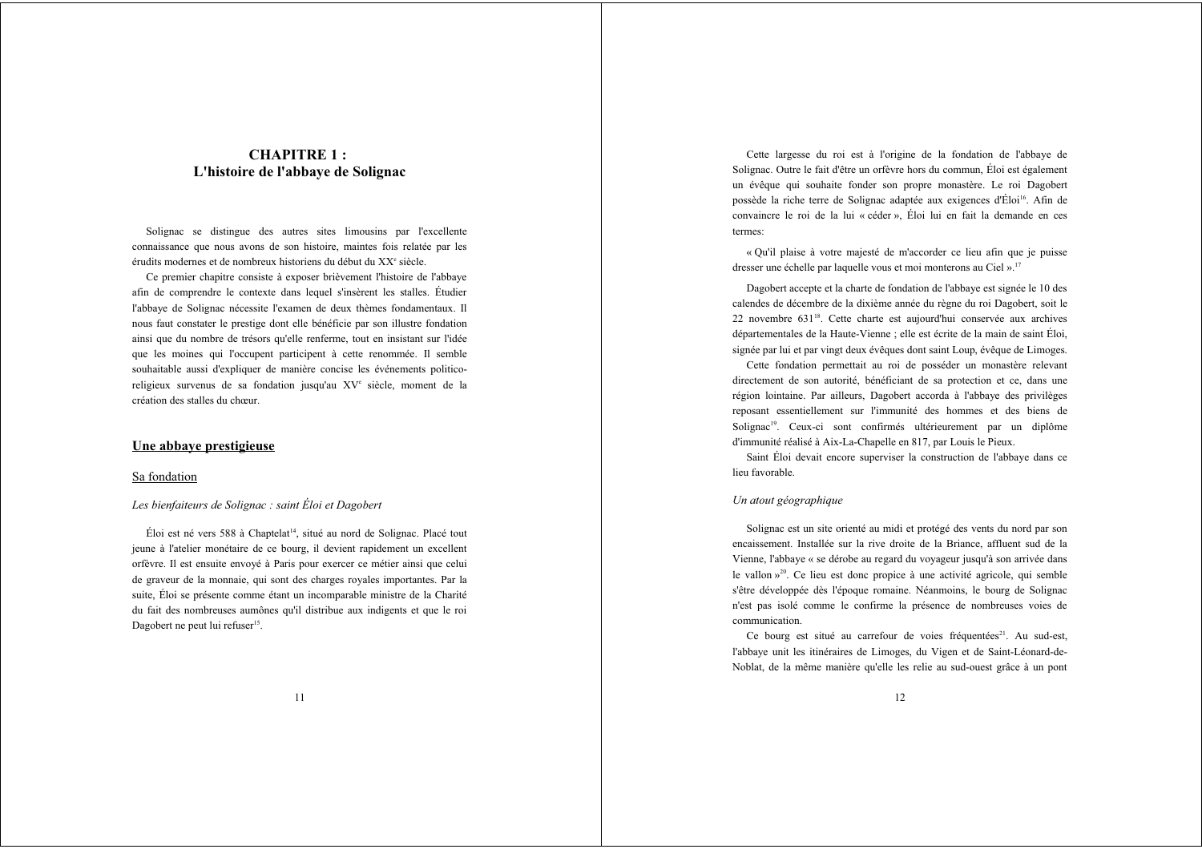# CHAPITRE 1 :
# L'histoire de l'abbaye de Solignac

Solignac se distingue des autres sites limousins par l'excellente connaissance que nous avons de son histoire, maintes fois relatée par les érudits modernes et de nombreux historiens du début du XX$^{e}$ siècle.

Ce premier chapitre consiste à exposer brièvement l'histoire de l'abbaye afin de comprendre le contexte dans lequel s'insèrent les stalles. Étudier l'abbaye de Solignac nécessite l'examen de deux thèmes fondamentaux. Il nous faut constater le prestige dont elle bénéficie par son illustre fondation ainsi que du nombre de trésors qu'elle renferme, tout en insistant sur l'idée que les moines qui l'occupent participent à cette renommée. Il semble souhaitable aussi d'expliquer de manière concise les événements politico-religieux survenus de sa fondation jusqu'au XV$^{e}$ siècle, moment de la création des stalles du chœur.

## Une abbaye prestigieuse

### Sa fondation

#### *Les bienfaiteurs de Solignac : saint Éloi et Dagobert*

Éloi est né vers 588 à Chaptelat[14], situé au nord de Solignac. Placé tout jeune à l'atelier monétaire de ce bourg, il devient rapidement un excellent orfèvre. Il est ensuite envoyé à Paris pour exercer ce métier ainsi que celui de graveur de la monnaie, qui sont des charges royales importantes. Par la suite, Éloi se présente comme étant un incomparable ministre de la Charité du fait des nombreuses aumônes qu'il distribue aux indigents et que le roi Dagobert ne peut lui refuser[15].

Cette largesse du roi est à l'origine de la fondation de l'abbaye de Solignac. Outre le fait d'être un orfèvre hors du commun, Éloi est également un évêque qui souhaite fonder son propre monastère. Le roi Dagobert possède la riche terre de Solignac adaptée aux exigences d'Éloi[16]. Afin de convaincre le roi de la lui « céder », Éloi lui en fait la demande en ces termes:

« Qu'il plaise à votre majesté de m'accorder ce lieu afin que je puisse dresser une échelle par laquelle vous et moi monterons au Ciel ».[17]

Dagobert accepte et la charte de fondation de l'abbaye est signée le 10 des calendes de décembre de la dixième année du règne du roi Dagobert, soit le 22 novembre 631[18]. Cette charte est aujourd'hui conservée aux archives départementales de la Haute-Vienne ; elle est écrite de la main de saint Éloi, signée par lui et par vingt deux évêques dont saint Loup, évêque de Limoges.

Cette fondation permettait au roi de posséder un monastère relevant directement de son autorité, bénéficiant de sa protection et ce, dans une région lointaine. Par ailleurs, Dagobert accorda à l'abbaye des privilèges reposant essentiellement sur l'immunité des hommes et des biens de Solignac[19]. Ceux-ci sont confirmés ultérieurement par un diplôme d'immunité réalisé à Aix-La-Chapelle en 817, par Louis le Pieux.

Saint Éloi devait encore superviser la construction de l'abbaye dans ce lieu favorable.

#### *Un atout géographique*

Solignac est un site orienté au midi et protégé des vents du nord par son encaissement. Installée sur la rive droite de la Briance, affluent sud de la Vienne, l'abbaye « se dérobe au regard du voyageur jusqu'à son arrivée dans le vallon »[20]. Ce lieu est donc propice à une activité agricole, qui semble s'être développée dès l'époque romaine. Néanmoins, le bourg de Solignac n'est pas isolé comme le confirme la présence de nombreuses voies de communication.

Ce bourg est situé au carrefour de voies fréquentées[21]. Au sud-est, l'abbaye unit les itinéraires de Limoges, du Vigen et de Saint-Léonard-de-Noblat, de la même manière qu'elle les relie au sud-ouest grâce à un pont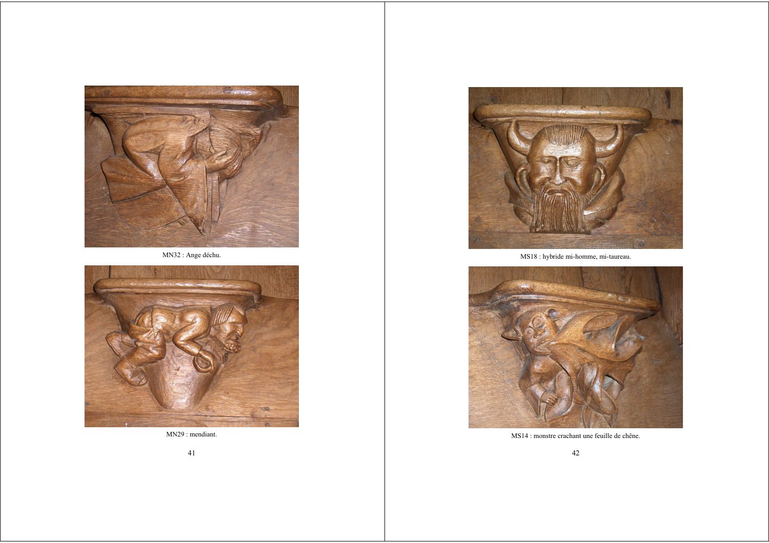MN32 : Ange déchu.

MN29 : mendiant.

MS18 : hybride mi-homme, mi-taureau.

MS14 : monstre crachant une feuille de chêne.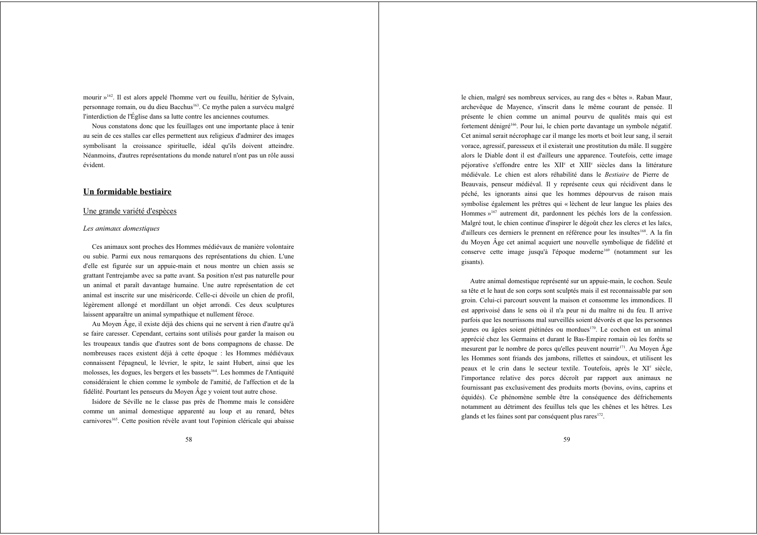mourir »[162]. Il est alors appelé l'homme vert ou feuillu, héritier de Sylvain, personnage romain, ou du dieu Bacchus[163]. Ce mythe païen a survécu malgré l'interdiction de l'Église dans sa lutte contre les anciennes coutumes.

Nous constatons donc que les feuillages ont une importante place à tenir au sein de ces stalles car elles permettent aux religieux d'admirer des images symbolisant la croissance spirituelle, idéal qu'ils doivent atteindre. Néanmoins, d'autres représentations du monde naturel n'ont pas un rôle aussi évident.

## **Un formidable bestiaire**

### Une grande variété d'espèces

#### *Les animaux domestiques*

Ces animaux sont proches des Hommes médiévaux de manière volontaire ou subie. Parmi eux nous remarquons des représentations du chien. L'une d'elle est figurée sur un appuie-main et nous montre un chien assis se grattant l'entrejambe avec sa patte avant. Sa position n'est pas naturelle pour un animal et paraît davantage humaine. Une autre représentation de cet animal est inscrite sur une miséricorde. Celle-ci dévoile un chien de profil, légèrement allongé et mordillant un objet arrondi. Ces deux sculptures laissent apparaître un animal sympathique et nullement féroce.

Au Moyen Âge, il existe déjà des chiens qui ne servent à rien d'autre qu'à se faire caresser. Cependant, certains sont utilisés pour garder la maison ou les troupeaux tandis que d'autres sont de bons compagnons de chasse. De nombreuses races existent déjà à cette époque : les Hommes médiévaux connaissent l'épagneul, le lévrier, le spitz, le saint Hubert, ainsi que les molosses, les dogues, les bergers et les bassets[164]. Les hommes de l'Antiquité considéraient le chien comme le symbole de l'amitié, de l'affection et de la fidélité. Pourtant les penseurs du Moyen Âge y voient tout autre chose.

Isidore de Séville ne le classe pas près de l'homme mais le considère comme un animal domestique apparenté au loup et au renard, bêtes carnivores[165]. Cette position révèle avant tout l'opinion cléricale qui abaisse le chien, malgré ses nombreux services, au rang des « bêtes ». Raban Maur, archevêque de Mayence, s'inscrit dans le même courant de pensée. Il présente le chien comme un animal pourvu de qualités mais qui est fortement dénigré[166]. Pour lui, le chien porte davantage un symbole négatif. Cet animal serait nécrophage car il mange les morts et boit leur sang, il serait vorace, agressif, paresseux et il existerait une prostitution du mâle. Il suggère alors le Diable dont il est d'ailleurs une apparence. Toutefois, cette image péjorative s'effondre entre les XII$^{e}$ et XIII$^{e}$ siècles dans la littérature médiévale. Le chien est alors réhabilité dans le *Bestiaire* de Pierre de Beauvais, penseur médiéval. Il y représente ceux qui récidivent dans le péché, les ignorants ainsi que les hommes dépourvus de raison mais symbolise également les prêtres qui « lèchent de leur langue les plaies des Hommes »[167] autrement dit, pardonnent les péchés lors de la confession. Malgré tout, le chien continue d'inspirer le dégoût chez les clercs et les laïcs, d'ailleurs ces derniers le prennent en référence pour les insultes[168]. A la fin du Moyen Âge cet animal acquiert une nouvelle symbolique de fidélité et conserve cette image jusqu'à l'époque moderne[169] (notamment sur les gisants).

Autre animal domestique représenté sur un appuie-main, le cochon. Seule sa tête et le haut de son corps sont sculptés mais il est reconnaissable par son groin. Celui-ci parcourt souvent la maison et consomme les immondices. Il est apprivoisé dans le sens où il n'a peur ni du maître ni du feu. Il arrive parfois que les nourrissons mal surveillés soient dévorés et que les personnes jeunes ou âgées soient piétinées ou mordues[170]. Le cochon est un animal apprécié chez les Germains et durant le Bas-Empire romain où les forêts se mesurent par le nombre de porcs qu'elles peuvent nourrir[171]. Au Moyen Âge les Hommes sont friands des jambons, rillettes et saindoux, et utilisent les peaux et le crin dans le secteur textile. Toutefois, après le XI$^{e}$ siècle, l'importance relative des porcs décroît par rapport aux animaux ne fournissant pas exclusivement des produits morts (bovins, ovins, caprins et équidés). Ce phénomène semble être la conséquence des défrichements notamment au détriment des feuillus tels que les chênes et les hêtres. Les glands et les faines sont par conséquent plus rares[172].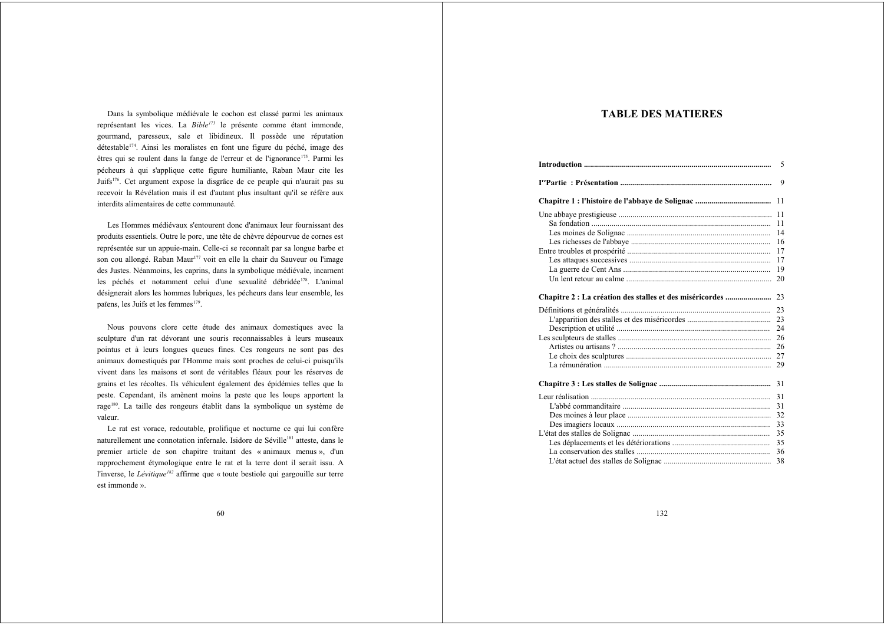Dans la symbolique médiévale le cochon est classé parmi les animaux représentant les vices. La *Bible*[173] le présente comme étant immonde, gourmand, paresseux, sale et libidineux. Il possède une réputation détestable[174]. Ainsi les moralistes en font une figure du péché, image des êtres qui se roulent dans la fange de l'erreur et de l'ignorance[175]. Parmi les pécheurs à qui s'applique cette figure humiliante, Raban Maur cite les Juifs[176]. Cet argument expose la disgrâce de ce peuple qui n'aurait pas su recevoir la Révélation mais il est d'autant plus insultant qu'il se réfère aux interdits alimentaires de cette communauté.

Les Hommes médiévaux s'entourent donc d'animaux leur fournissant des produits essentiels. Outre le porc, une tête de chèvre dépourvue de cornes est représentée sur un appuie-main. Celle-ci se reconnaît par sa longue barbe et son cou allongé. Raban Maur[177] voit en elle la chair du Sauveur ou l'image des Justes. Néanmoins, les caprins, dans la symbolique médiévale, incarnent les péchés et notamment celui d'une sexualité débridée[178]. L'animal désignerait alors les hommes lubriques, les pécheurs dans leur ensemble, les païens, les Juifs et les femmes[179].

Nous pouvons clore cette étude des animaux domestiques avec la sculpture d'un rat dévorant une souris reconnaissables à leurs museaux pointus et à leurs longues queues fines. Ces rongeurs ne sont pas des animaux domestiqués par l'Homme mais sont proches de celui-ci puisqu'ils vivent dans les maisons et sont de véritables fléaux pour les réserves de grains et les récoltes. Ils véhiculent également des épidémies telles que la peste. Cependant, ils amènent moins la peste que les loups apportent la rage[180]. La taille des rongeurs établit dans la symbolique un système de valeur.

Le rat est vorace, redoutable, prolifique et nocturne ce qui lui confère naturellement une connotation infernale. Isidore de Séville[181] atteste, dans le premier article de son chapitre traitant des « animaux menus », d'un rapprochement étymologique entre le rat et la terre dont il serait issu. A l'inverse, le *Lévitique*[182] affirme que « toute bestiole qui gargouille sur terre est immonde ».

# TABLE DES MATIERES

**Introduction** ........................................ 5

**I<sup>re</sup>Partie : Présentation** ........................................ 9

**Chapitre 1 : l'histoire de l'abbaye de Solignac** ........................................ 11

Une abbaye prestigieuse ........................................ 11
- Sa fondation ........................................ 11
- Les moines de Solignac ........................................ 14
- Les richesses de l'abbaye ........................................ 16

Entre troubles et prospérité ........................................ 17
- Les attaques successives ........................................ 17
- La guerre de Cent Ans ........................................ 19
- Un lent retour au calme ........................................ 20

**Chapitre 2 : La création des stalles et des miséricordes** ........................................ 23

Définitions et généralités ........................................ 23
- L'apparition des stalles et des miséricordes ........................................ 23
- Description et utilité ........................................ 24

Les sculpteurs de stalles ........................................ 26
- Artistes ou artisans ? ........................................ 26
- Le choix des sculptures ........................................ 27
- La rémunération ........................................ 29

**Chapitre 3 : Les stalles de Solignac** ........................................ 31

Leur réalisation ........................................ 31
- L'abbé commanditaire ........................................ 31
- Des moines à leur place ........................................ 32
- Des imagiers locaux ........................................ 33

L'état des stalles de Solignac ........................................ 35
- Les déplacements et les détériorations ........................................ 35
- La conservation des stalles ........................................ 36
- L'état actuel des stalles de Solignac ........................................ 38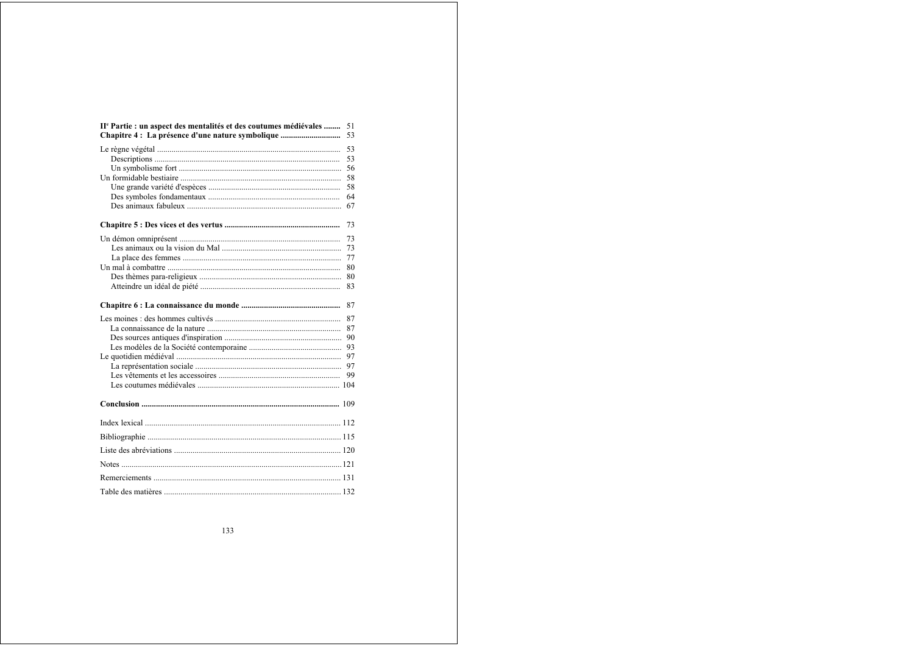**II^e Partie : un aspect des mentalités et des coutumes médiévales ........ 51**
**Chapitre 4 : La présence d'une nature symbolique ............................ 53**

Le règne végétal ........................................................................................ 53
- Descriptions ......................................................................................... 53
- Un symbolisme fort ............................................................................. 56

Un formidable bestiaire ............................................................................. 58
- Une grande variété d'espèces ............................................................... 58
- Des symboles fondamentaux ............................................................... 64
- Des animaux fabuleux .......................................................................... 67

**Chapitre 5 : Des vices et des vertus ....................................................... 73**

Un démon omniprésent ............................................................................. 73
- Les animaux ou la vision du Mal ......................................................... 73
- La place des femmes ............................................................................ 77

Un mal à combattre ................................................................................... 80
- Des thèmes para-religieux .................................................................... 80
- Atteindre un idéal de piété ................................................................... 83

**Chapitre 6 : La connaissance du monde ................................................ 87**

Les moines : des hommes cultivés ............................................................ 87
- La connaissance de la nature ................................................................ 87
- Des sources antiques d'inspiration ........................................................ 90
- Les modèles de la Société contemporaine ............................................ 93

Le quotidien médiéval ............................................................................... 97
- La représentation sociale ...................................................................... 97
- Les vêtements et les accessoires .......................................................... 99
- Les coutumes médiévales .................................................................... 104

**Conclusion ............................................................................................... 109**

Index lexical ............................................................................................. 112

Bibliographie ............................................................................................ 115

Liste des abréviations ............................................................................... 120

Notes ........................................................................................................ 121

Remerciements ......................................................................................... 131

Table des matières .................................................................................... 132